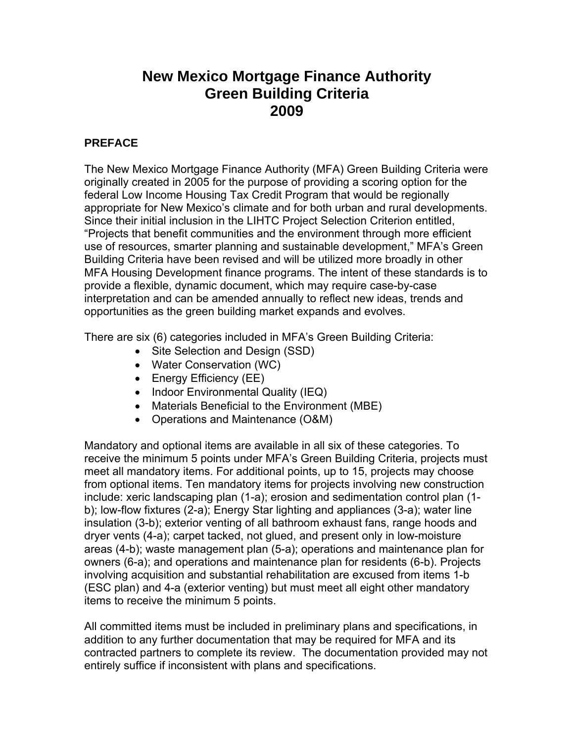# New Mexico Mortgage Finance Authority Green Building Criteria 2009

## PREFACE

The New Mexico Mortgage Finance Authority (MFA) Green Building Criteria were originally created in 2005 for the purpose of providing a scoring option for the federal Low Income Housing Tax Credit Program that would be regionally appropriate for New Mexico's climate and for both urban and rural developments. Since their initial inclusion in the LIHTC Project Selection Criterion entitled, "Projects that benefit communities and the environment through more efficient use of resources, smarter planning and sustainable development," MFA's Green Building Criteria have been revised and will be utilized more broadly in other MFA Housing Development finance programs. The intent of these standards is to provide a flexible, dynamic document, which may require case-by-case interpretation and can be amended annually to reflect new ideas, trends and opportunities as the green building market expands and evolves.

There are six (6) categories included in MFA's Green Building Criteria:

- Site Selection and Design (SSD)
- Water Conservation (WC)
- Energy Efficiency (EE)
- Indoor Environmental Quality (IEQ)
- Materials Beneficial to the Environment (MBE)
- Operations and Maintenance (O&M)

Mandatory and optional items are available in all six of these categories. To receive the minimum 5 points under MFA's Green Building Criteria, projects must meet all mandatory items. For additional points, up to 15, projects may choose from optional items. Ten mandatory items for projects involving new construction include: xeric landscaping plan (1-a); erosion and sedimentation control plan (1-b); low-flow fixtures (2-a); Energy Star lighting and appliances (3-a); water line insulation (3-b); exterior venting of all bathroom exhaust fans, range hoods and dryer vents (4-a); carpet tacked, not glued, and present only in low-moisture areas (4-b); waste management plan (5-a); operations and maintenance plan for owners (6-a); and operations and maintenance plan for residents (6-b). Projects involving acquisition and substantial rehabilitation are excused from items 1-b (ESC plan) and 4-a (exterior venting) but must meet all eight other mandatory items to receive the minimum 5 points.

All committed items must be included in preliminary plans and specifications, in addition to any further documentation that may be required for MFA and its contracted partners to complete its review. The documentation provided may not entirely suffice if inconsistent with plans and specifications.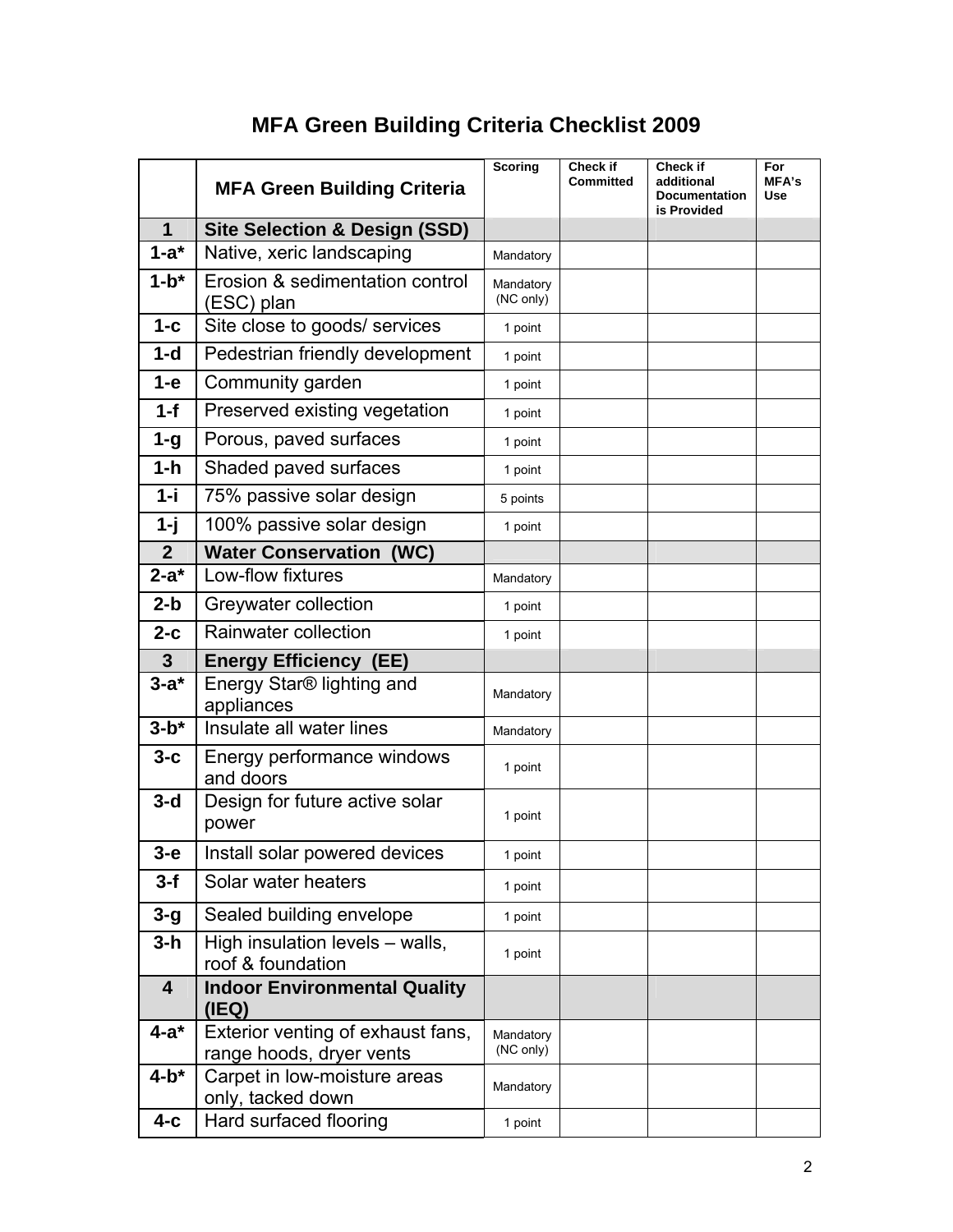# MFA Green Building Criteria Checklist 2009

| | MFA Green Building Criteria | Scoring | Check if Committed | Check if additional Documentation is Provided | For MFA's Use |
|---|---|---|---|---|---|
| **1** | **Site Selection & Design (SSD)** | | | | |
| **1-a*** | Native, xeric landscaping | Mandatory | | | |
| **1-b*** | Erosion & sedimentation control (ESC) plan | Mandatory (NC only) | | | |
| **1-c** | Site close to goods/ services | 1 point | | | |
| **1-d** | Pedestrian friendly development | 1 point | | | |
| **1-e** | Community garden | 1 point | | | |
| **1-f** | Preserved existing vegetation | 1 point | | | |
| **1-g** | Porous, paved surfaces | 1 point | | | |
| **1-h** | Shaded paved surfaces | 1 point | | | |
| **1-i** | 75% passive solar design | 5 points | | | |
| **1-j** | 100% passive solar design | 1 point | | | |
| **2** | **Water Conservation (WC)** | | | | |
| **2-a*** | Low-flow fixtures | Mandatory | | | |
| **2-b** | Greywater collection | 1 point | | | |
| **2-c** | Rainwater collection | 1 point | | | |
| **3** | **Energy Efficiency (EE)** | | | | |
| **3-a*** | Energy Star® lighting and appliances | Mandatory | | | |
| **3-b*** | Insulate all water lines | Mandatory | | | |
| **3-c** | Energy performance windows and doors | 1 point | | | |
| **3-d** | Design for future active solar power | 1 point | | | |
| **3-e** | Install solar powered devices | 1 point | | | |
| **3-f** | Solar water heaters | 1 point | | | |
| **3-g** | Sealed building envelope | 1 point | | | |
| **3-h** | High insulation levels – walls, roof & foundation | 1 point | | | |
| **4** | **Indoor Environmental Quality (IEQ)** | | | | |
| **4-a*** | Exterior venting of exhaust fans, range hoods, dryer vents | Mandatory (NC only) | | | |
| **4-b*** | Carpet in low-moisture areas only, tacked down | Mandatory | | | |
| **4-c** | Hard surfaced flooring | 1 point | | | |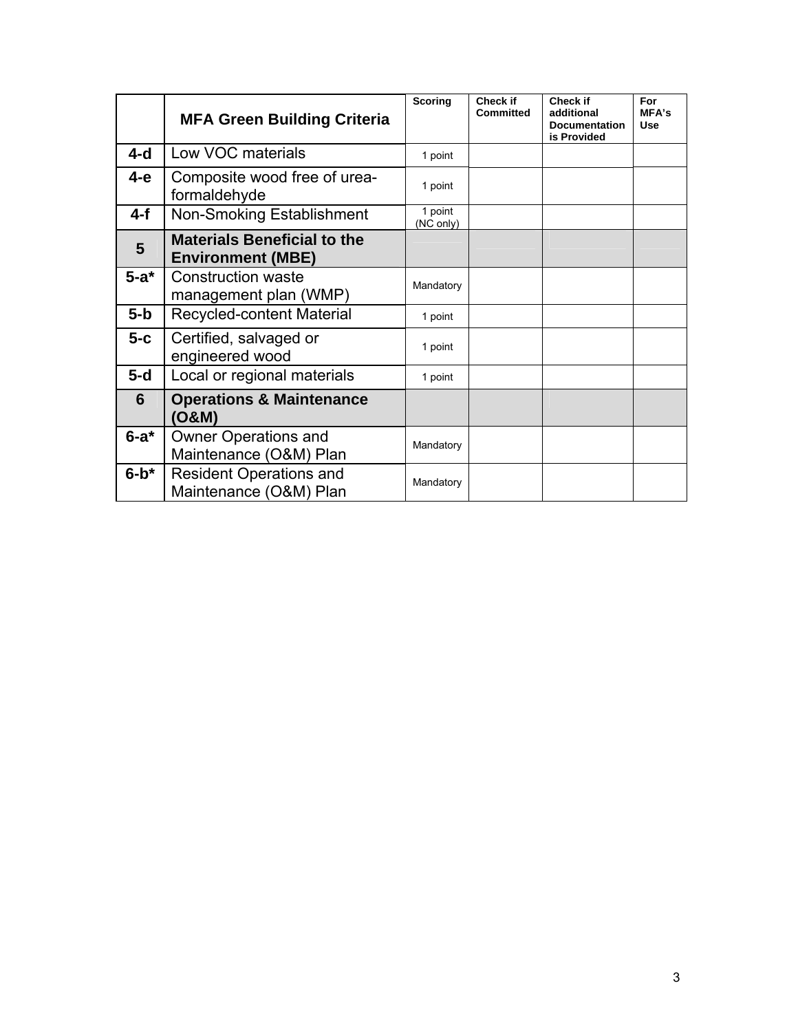| | MFA Green Building Criteria | Scoring | Check if Committed | Check if additional Documentation is Provided | For MFA's Use |
|---|---|---|---|---|---|
| **4-d** | Low VOC materials | 1 point | | | |
| **4-e** | Composite wood free of urea-formaldehyde | 1 point | | | |
| **4-f** | Non-Smoking Establishment | 1 point (NC only) | | | |
| **5** | **Materials Beneficial to the Environment (MBE)** | | | | |
| **5-a*** | Construction waste management plan (WMP) | Mandatory | | | |
| **5-b** | Recycled-content Material | 1 point | | | |
| **5-c** | Certified, salvaged or engineered wood | 1 point | | | |
| **5-d** | Local or regional materials | 1 point | | | |
| **6** | **Operations & Maintenance (O&M)** | | | | |
| **6-a*** | Owner Operations and Maintenance (O&M) Plan | Mandatory | | | |
| **6-b*** | Resident Operations and Maintenance (O&M) Plan | Mandatory | | | |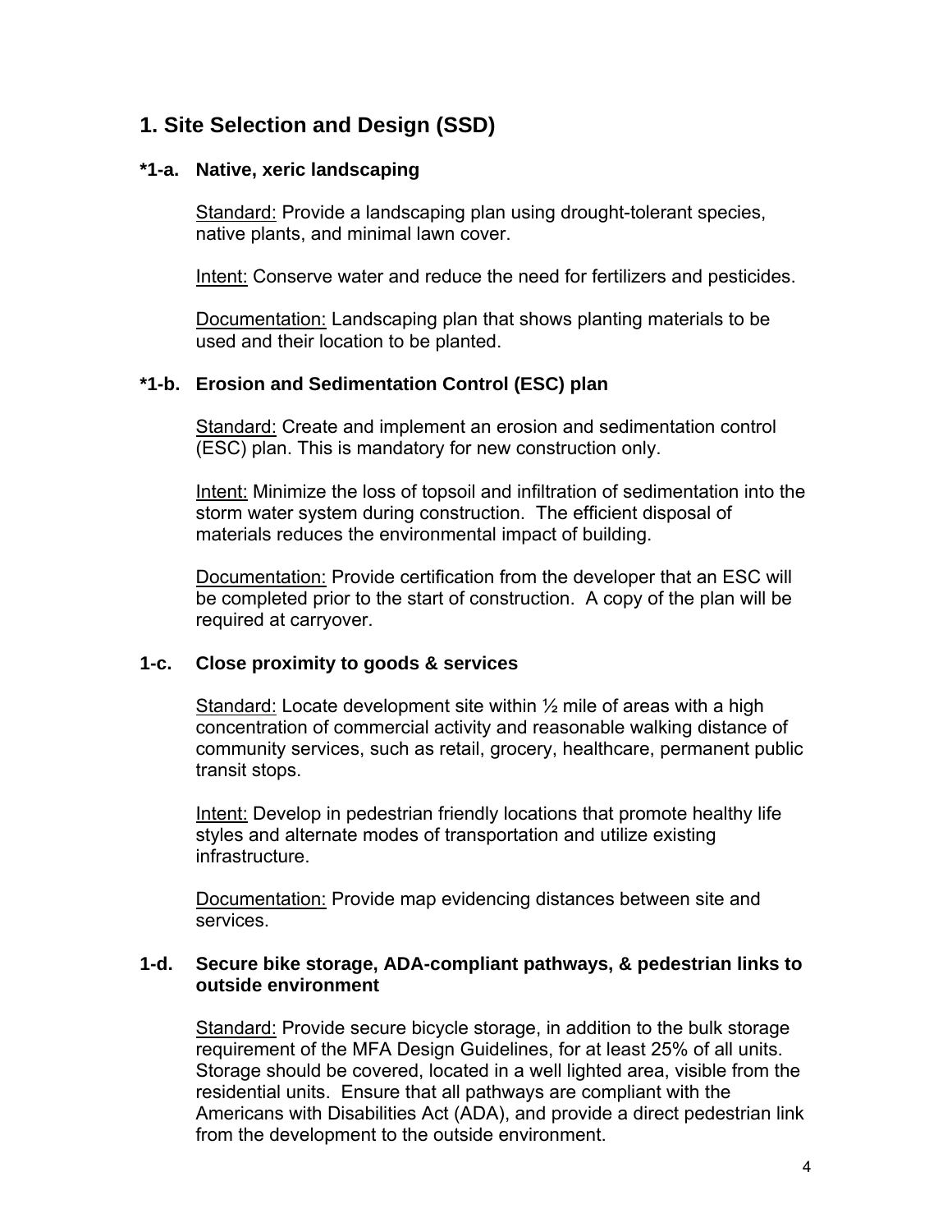## 1. Site Selection and Design (SSD)

### *1-a. Native, xeric landscaping

Standard: Provide a landscaping plan using drought-tolerant species, native plants, and minimal lawn cover.

Intent: Conserve water and reduce the need for fertilizers and pesticides.

Documentation: Landscaping plan that shows planting materials to be used and their location to be planted.

### *1-b. Erosion and Sedimentation Control (ESC) plan

Standard: Create and implement an erosion and sedimentation control (ESC) plan. This is mandatory for new construction only.

Intent: Minimize the loss of topsoil and infiltration of sedimentation into the storm water system during construction. The efficient disposal of materials reduces the environmental impact of building.

Documentation: Provide certification from the developer that an ESC will be completed prior to the start of construction. A copy of the plan will be required at carryover.

### 1-c. Close proximity to goods & services

Standard: Locate development site within ½ mile of areas with a high concentration of commercial activity and reasonable walking distance of community services, such as retail, grocery, healthcare, permanent public transit stops.

Intent: Develop in pedestrian friendly locations that promote healthy life styles and alternate modes of transportation and utilize existing infrastructure.

Documentation: Provide map evidencing distances between site and services.

### 1-d. Secure bike storage, ADA-compliant pathways, & pedestrian links to outside environment

Standard: Provide secure bicycle storage, in addition to the bulk storage requirement of the MFA Design Guidelines, for at least 25% of all units. Storage should be covered, located in a well lighted area, visible from the residential units. Ensure that all pathways are compliant with the Americans with Disabilities Act (ADA), and provide a direct pedestrian link from the development to the outside environment.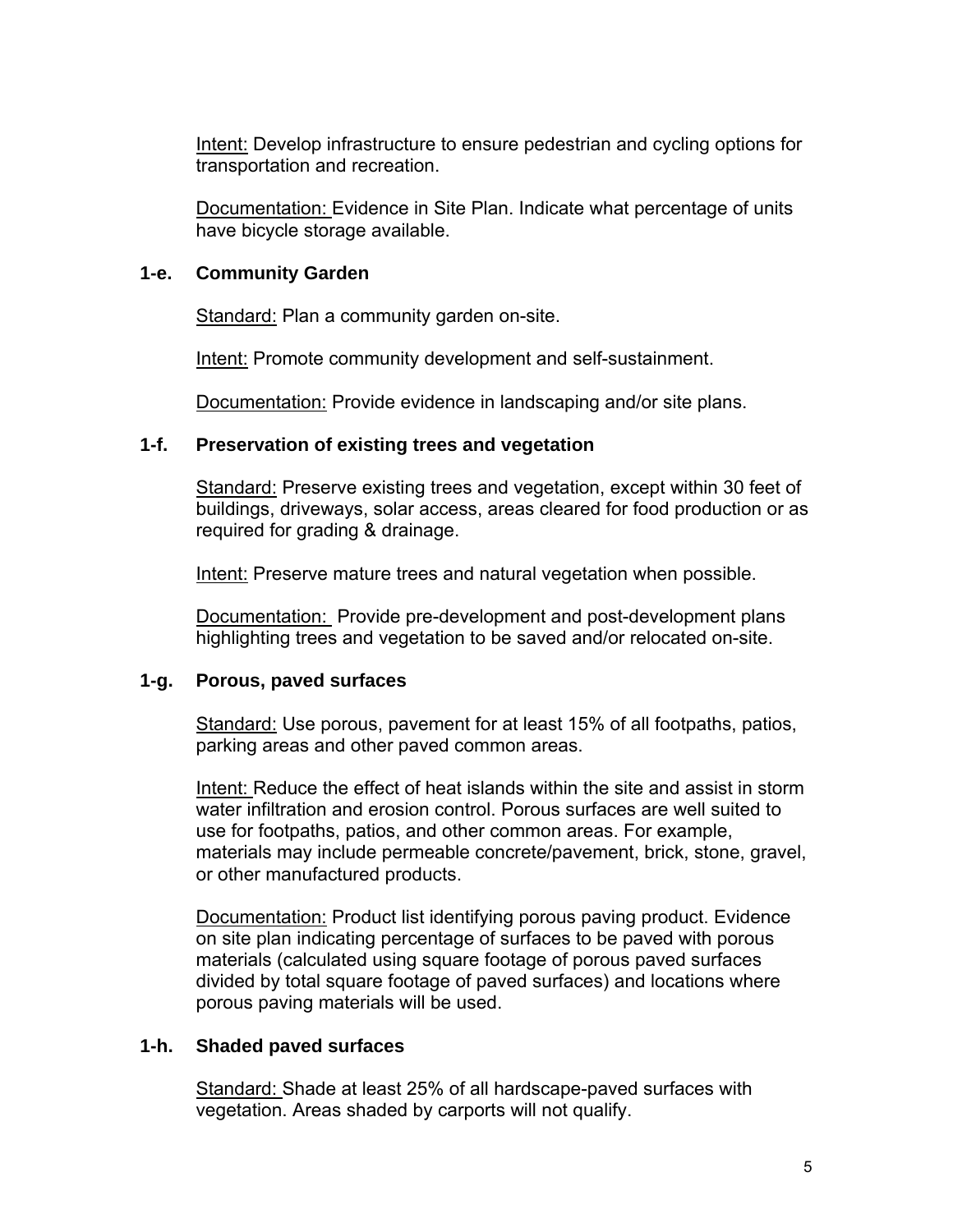Intent: Develop infrastructure to ensure pedestrian and cycling options for transportation and recreation.

Documentation: Evidence in Site Plan. Indicate what percentage of units have bicycle storage available.

### 1-e. Community Garden

Standard: Plan a community garden on-site.

Intent: Promote community development and self-sustainment.

Documentation: Provide evidence in landscaping and/or site plans.

### 1-f. Preservation of existing trees and vegetation

Standard: Preserve existing trees and vegetation, except within 30 feet of buildings, driveways, solar access, areas cleared for food production or as required for grading & drainage.

Intent: Preserve mature trees and natural vegetation when possible.

Documentation: Provide pre-development and post-development plans highlighting trees and vegetation to be saved and/or relocated on-site.

### 1-g. Porous, paved surfaces

Standard: Use porous, pavement for at least 15% of all footpaths, patios, parking areas and other paved common areas.

Intent: Reduce the effect of heat islands within the site and assist in storm water infiltration and erosion control. Porous surfaces are well suited to use for footpaths, patios, and other common areas. For example, materials may include permeable concrete/pavement, brick, stone, gravel, or other manufactured products.

Documentation: Product list identifying porous paving product. Evidence on site plan indicating percentage of surfaces to be paved with porous materials (calculated using square footage of porous paved surfaces divided by total square footage of paved surfaces) and locations where porous paving materials will be used.

### 1-h. Shaded paved surfaces

Standard: Shade at least 25% of all hardscape-paved surfaces with vegetation. Areas shaded by carports will not qualify.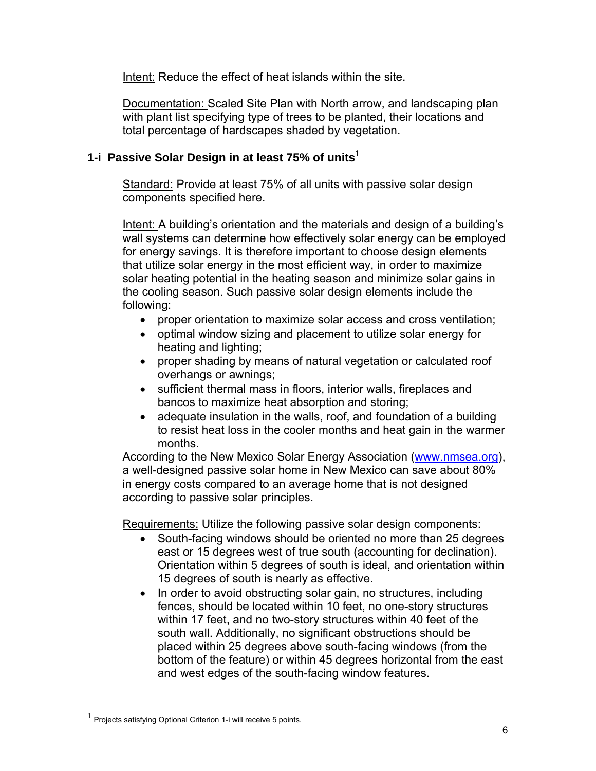Intent: Reduce the effect of heat islands within the site.

Documentation: Scaled Site Plan with North arrow, and landscaping plan with plant list specifying type of trees to be planted, their locations and total percentage of hardscapes shaded by vegetation.

### 1-i Passive Solar Design in at least 75% of units[1]

Standard: Provide at least 75% of all units with passive solar design components specified here.

Intent: A building's orientation and the materials and design of a building's wall systems can determine how effectively solar energy can be employed for energy savings. It is therefore important to choose design elements that utilize solar energy in the most efficient way, in order to maximize solar heating potential in the heating season and minimize solar gains in the cooling season. Such passive solar design elements include the following:

- proper orientation to maximize solar access and cross ventilation;
- optimal window sizing and placement to utilize solar energy for heating and lighting;
- proper shading by means of natural vegetation or calculated roof overhangs or awnings;
- sufficient thermal mass in floors, interior walls, fireplaces and bancos to maximize heat absorption and storing;
- adequate insulation in the walls, roof, and foundation of a building to resist heat loss in the cooler months and heat gain in the warmer months.

According to the New Mexico Solar Energy Association (www.nmsea.org), a well-designed passive solar home in New Mexico can save about 80% in energy costs compared to an average home that is not designed according to passive solar principles.

Requirements: Utilize the following passive solar design components:

- South-facing windows should be oriented no more than 25 degrees east or 15 degrees west of true south (accounting for declination). Orientation within 5 degrees of south is ideal, and orientation within 15 degrees of south is nearly as effective.
- In order to avoid obstructing solar gain, no structures, including fences, should be located within 10 feet, no one-story structures within 17 feet, and no two-story structures within 40 feet of the south wall. Additionally, no significant obstructions should be placed within 25 degrees above south-facing windows (from the bottom of the feature) or within 45 degrees horizontal from the east and west edges of the south-facing window features.

[1] Projects satisfying Optional Criterion 1-i will receive 5 points.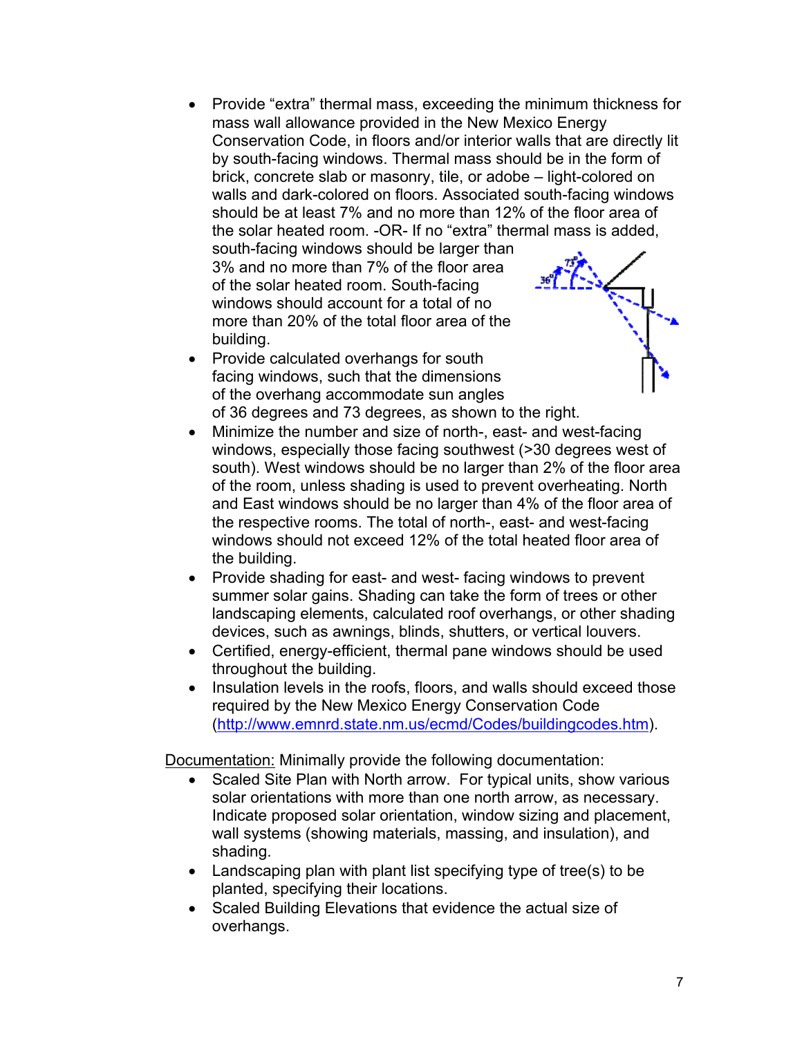- Provide "extra" thermal mass, exceeding the minimum thickness for mass wall allowance provided in the New Mexico Energy Conservation Code, in floors and/or interior walls that are directly lit by south-facing windows. Thermal mass should be in the form of brick, concrete slab or masonry, tile, or adobe – light-colored on walls and dark-colored on floors. Associated south-facing windows should be at least 7% and no more than 12% of the floor area of the solar heated room. -OR- If no "extra" thermal mass is added, south-facing windows should be larger than 3% and no more than 7% of the floor area of the solar heated room. South-facing windows should account for a total of no more than 20% of the total floor area of the building.
- Provide calculated overhangs for south facing windows, such that the dimensions of the overhang accommodate sun angles of 36 degrees and 73 degrees, as shown to the right.
- Minimize the number and size of north-, east- and west-facing windows, especially those facing southwest (>30 degrees west of south). West windows should be no larger than 2% of the floor area of the room, unless shading is used to prevent overheating. North and East windows should be no larger than 4% of the floor area of the respective rooms. The total of north-, east- and west-facing windows should not exceed 12% of the total heated floor area of the building.
- Provide shading for east- and west- facing windows to prevent summer solar gains. Shading can take the form of trees or other landscaping elements, calculated roof overhangs, or other shading devices, such as awnings, blinds, shutters, or vertical louvers.
- Certified, energy-efficient, thermal pane windows should be used throughout the building.
- Insulation levels in the roofs, floors, and walls should exceed those required by the New Mexico Energy Conservation Code (http://www.emnrd.state.nm.us/ecmd/Codes/buildingcodes.htm).

Documentation: Minimally provide the following documentation:

- Scaled Site Plan with North arrow. For typical units, show various solar orientations with more than one north arrow, as necessary. Indicate proposed solar orientation, window sizing and placement, wall systems (showing materials, massing, and insulation), and shading.
- Landscaping plan with plant list specifying type of tree(s) to be planted, specifying their locations.
- Scaled Building Elevations that evidence the actual size of overhangs.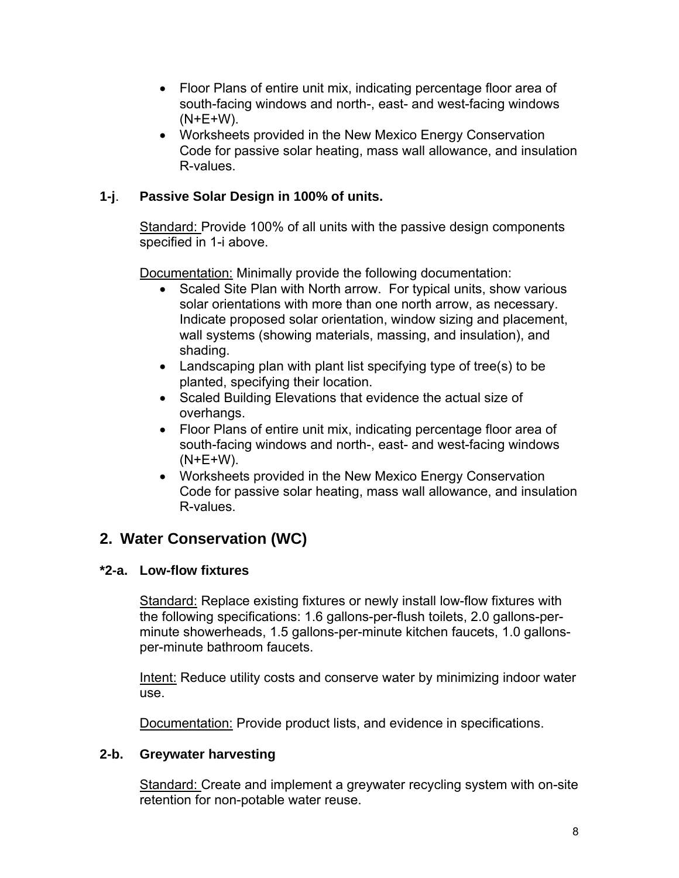- Floor Plans of entire unit mix, indicating percentage floor area of south-facing windows and north-, east- and west-facing windows (N+E+W).
- Worksheets provided in the New Mexico Energy Conservation Code for passive solar heating, mass wall allowance, and insulation R-values.

**1-j**. **Passive Solar Design in 100% of units.**

Standard: Provide 100% of all units with the passive design components specified in 1-i above.

Documentation: Minimally provide the following documentation:

- Scaled Site Plan with North arrow. For typical units, show various solar orientations with more than one north arrow, as necessary. Indicate proposed solar orientation, window sizing and placement, wall systems (showing materials, massing, and insulation), and shading.
- Landscaping plan with plant list specifying type of tree(s) to be planted, specifying their location.
- Scaled Building Elevations that evidence the actual size of overhangs.
- Floor Plans of entire unit mix, indicating percentage floor area of south-facing windows and north-, east- and west-facing windows (N+E+W).
- Worksheets provided in the New Mexico Energy Conservation Code for passive solar heating, mass wall allowance, and insulation R-values.

## 2. Water Conservation (WC)

**\*2-a. Low-flow fixtures**

Standard: Replace existing fixtures or newly install low-flow fixtures with the following specifications: 1.6 gallons-per-flush toilets, 2.0 gallons-per-minute showerheads, 1.5 gallons-per-minute kitchen faucets, 1.0 gallons-per-minute bathroom faucets.

Intent: Reduce utility costs and conserve water by minimizing indoor water use.

Documentation: Provide product lists, and evidence in specifications.

**2-b. Greywater harvesting**

Standard: Create and implement a greywater recycling system with on-site retention for non-potable water reuse.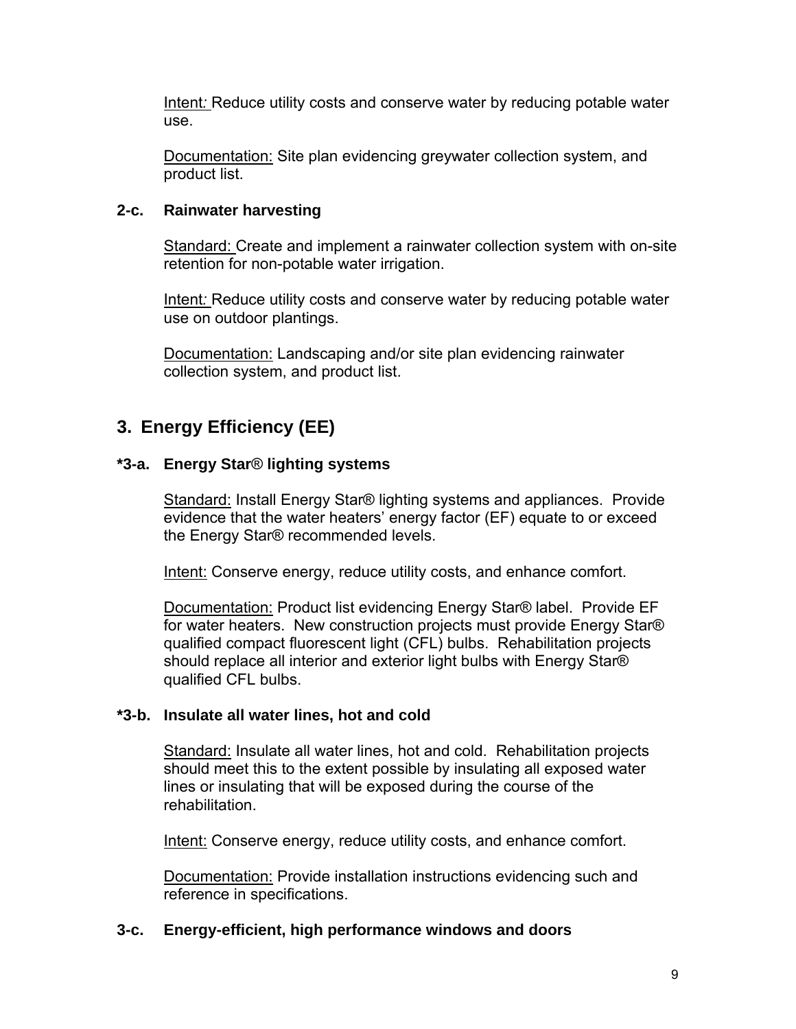Intent: Reduce utility costs and conserve water by reducing potable water use.

Documentation: Site plan evidencing greywater collection system, and product list.

#### 2-c. Rainwater harvesting

Standard: Create and implement a rainwater collection system with on-site retention for non-potable water irrigation.

Intent: Reduce utility costs and conserve water by reducing potable water use on outdoor plantings.

Documentation: Landscaping and/or site plan evidencing rainwater collection system, and product list.

## 3. Energy Efficiency (EE)

#### *3-a. Energy Star® lighting systems

Standard: Install Energy Star® lighting systems and appliances. Provide evidence that the water heaters' energy factor (EF) equate to or exceed the Energy Star® recommended levels.

Intent: Conserve energy, reduce utility costs, and enhance comfort.

Documentation: Product list evidencing Energy Star® label. Provide EF for water heaters. New construction projects must provide Energy Star® qualified compact fluorescent light (CFL) bulbs. Rehabilitation projects should replace all interior and exterior light bulbs with Energy Star® qualified CFL bulbs.

#### *3-b. Insulate all water lines, hot and cold

Standard: Insulate all water lines, hot and cold. Rehabilitation projects should meet this to the extent possible by insulating all exposed water lines or insulating that will be exposed during the course of the rehabilitation.

Intent: Conserve energy, reduce utility costs, and enhance comfort.

Documentation: Provide installation instructions evidencing such and reference in specifications.

#### 3-c. Energy-efficient, high performance windows and doors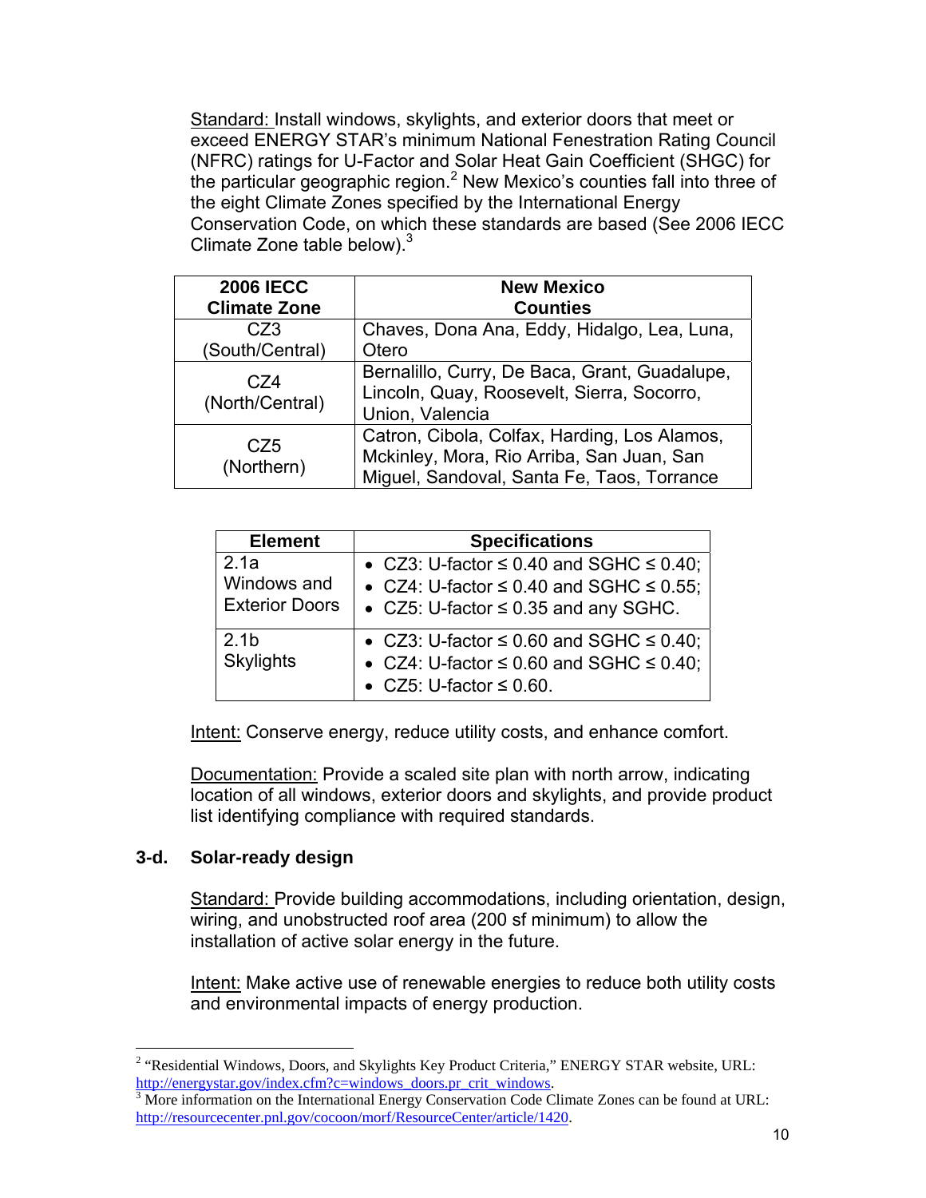Standard: Install windows, skylights, and exterior doors that meet or exceed ENERGY STAR's minimum National Fenestration Rating Council (NFRC) ratings for U-Factor and Solar Heat Gain Coefficient (SHGC) for the particular geographic region.[2] New Mexico's counties fall into three of the eight Climate Zones specified by the International Energy Conservation Code, on which these standards are based (See 2006 IECC Climate Zone table below).[3]

| 2006 IECC Climate Zone | New Mexico Counties |
|---|---|
| CZ3 (South/Central) | Chaves, Dona Ana, Eddy, Hidalgo, Lea, Luna, Otero |
| CZ4 (North/Central) | Bernalillo, Curry, De Baca, Grant, Guadalupe, Lincoln, Quay, Roosevelt, Sierra, Socorro, Union, Valencia |
| CZ5 (Northern) | Catron, Cibola, Colfax, Harding, Los Alamos, Mckinley, Mora, Rio Arriba, San Juan, San Miguel, Sandoval, Santa Fe, Taos, Torrance |

| Element | Specifications |
|---|---|
| 2.1a Windows and Exterior Doors | • CZ3: U-factor ≤ 0.40 and SGHC ≤ 0.40;<br>• CZ4: U-factor ≤ 0.40 and SGHC ≤ 0.55;<br>• CZ5: U-factor ≤ 0.35 and any SGHC. |
| 2.1b Skylights | • CZ3: U-factor ≤ 0.60 and SGHC ≤ 0.40;<br>• CZ4: U-factor ≤ 0.60 and SGHC ≤ 0.40;<br>• CZ5: U-factor ≤ 0.60. |

Intent: Conserve energy, reduce utility costs, and enhance comfort.

Documentation: Provide a scaled site plan with north arrow, indicating location of all windows, exterior doors and skylights, and provide product list identifying compliance with required standards.

### 3-d. Solar-ready design

Standard: Provide building accommodations, including orientation, design, wiring, and unobstructed roof area (200 sf minimum) to allow the installation of active solar energy in the future.

Intent: Make active use of renewable energies to reduce both utility costs and environmental impacts of energy production.

---

[2] "Residential Windows, Doors, and Skylights Key Product Criteria," ENERGY STAR website, URL: http://energystar.gov/index.cfm?c=windows_doors.pr_crit_windows.

[3] More information on the International Energy Conservation Code Climate Zones can be found at URL: http://resourcecenter.pnl.gov/cocoon/morf/ResourceCenter/article/1420.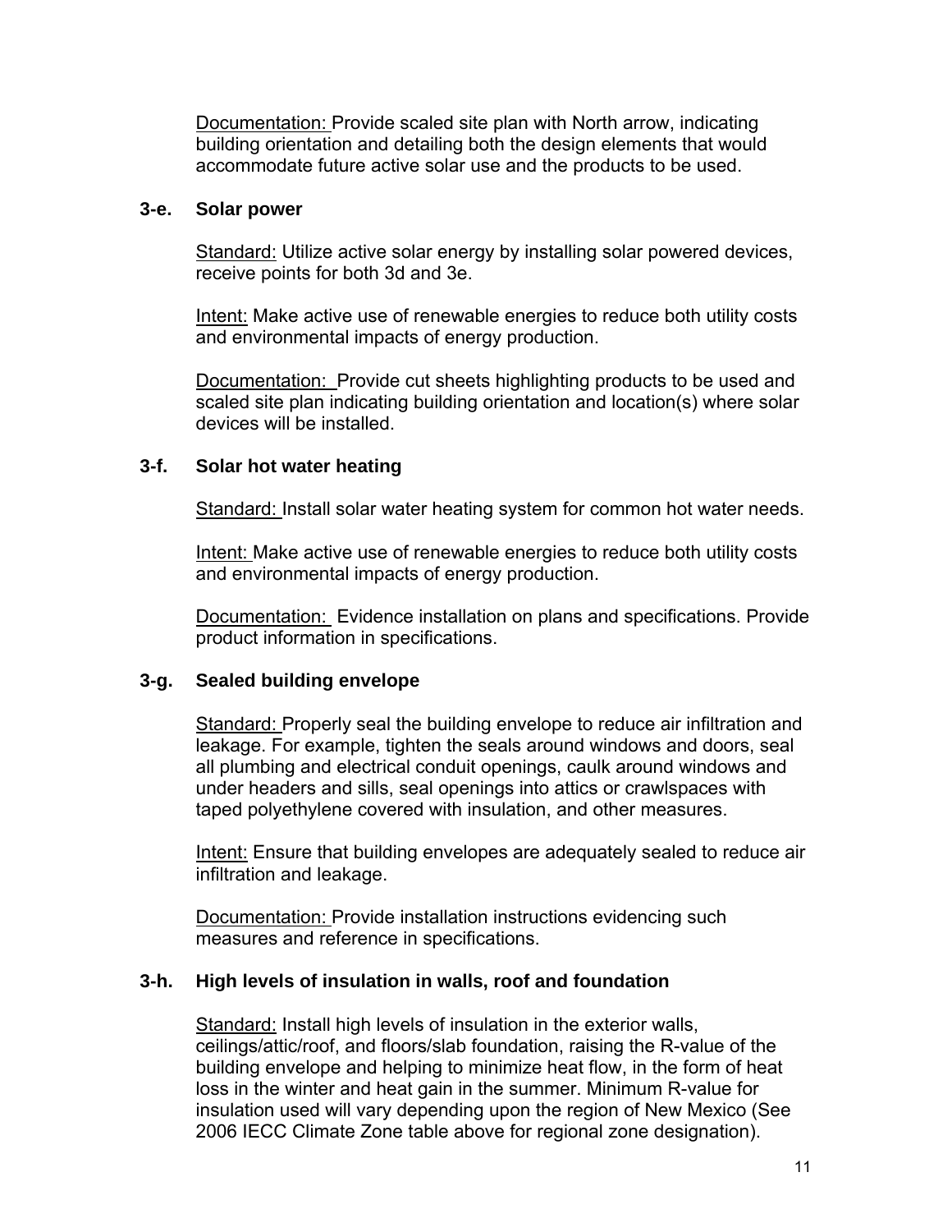Documentation: Provide scaled site plan with North arrow, indicating building orientation and detailing both the design elements that would accommodate future active solar use and the products to be used.

### 3-e. Solar power

Standard: Utilize active solar energy by installing solar powered devices, receive points for both 3d and 3e.

Intent: Make active use of renewable energies to reduce both utility costs and environmental impacts of energy production.

Documentation: Provide cut sheets highlighting products to be used and scaled site plan indicating building orientation and location(s) where solar devices will be installed.

### 3-f. Solar hot water heating

Standard: Install solar water heating system for common hot water needs.

Intent: Make active use of renewable energies to reduce both utility costs and environmental impacts of energy production.

Documentation: Evidence installation on plans and specifications. Provide product information in specifications.

### 3-g. Sealed building envelope

Standard: Properly seal the building envelope to reduce air infiltration and leakage. For example, tighten the seals around windows and doors, seal all plumbing and electrical conduit openings, caulk around windows and under headers and sills, seal openings into attics or crawlspaces with taped polyethylene covered with insulation, and other measures.

Intent: Ensure that building envelopes are adequately sealed to reduce air infiltration and leakage.

Documentation: Provide installation instructions evidencing such measures and reference in specifications.

### 3-h. High levels of insulation in walls, roof and foundation

Standard: Install high levels of insulation in the exterior walls, ceilings/attic/roof, and floors/slab foundation, raising the R-value of the building envelope and helping to minimize heat flow, in the form of heat loss in the winter and heat gain in the summer. Minimum R-value for insulation used will vary depending upon the region of New Mexico (See 2006 IECC Climate Zone table above for regional zone designation).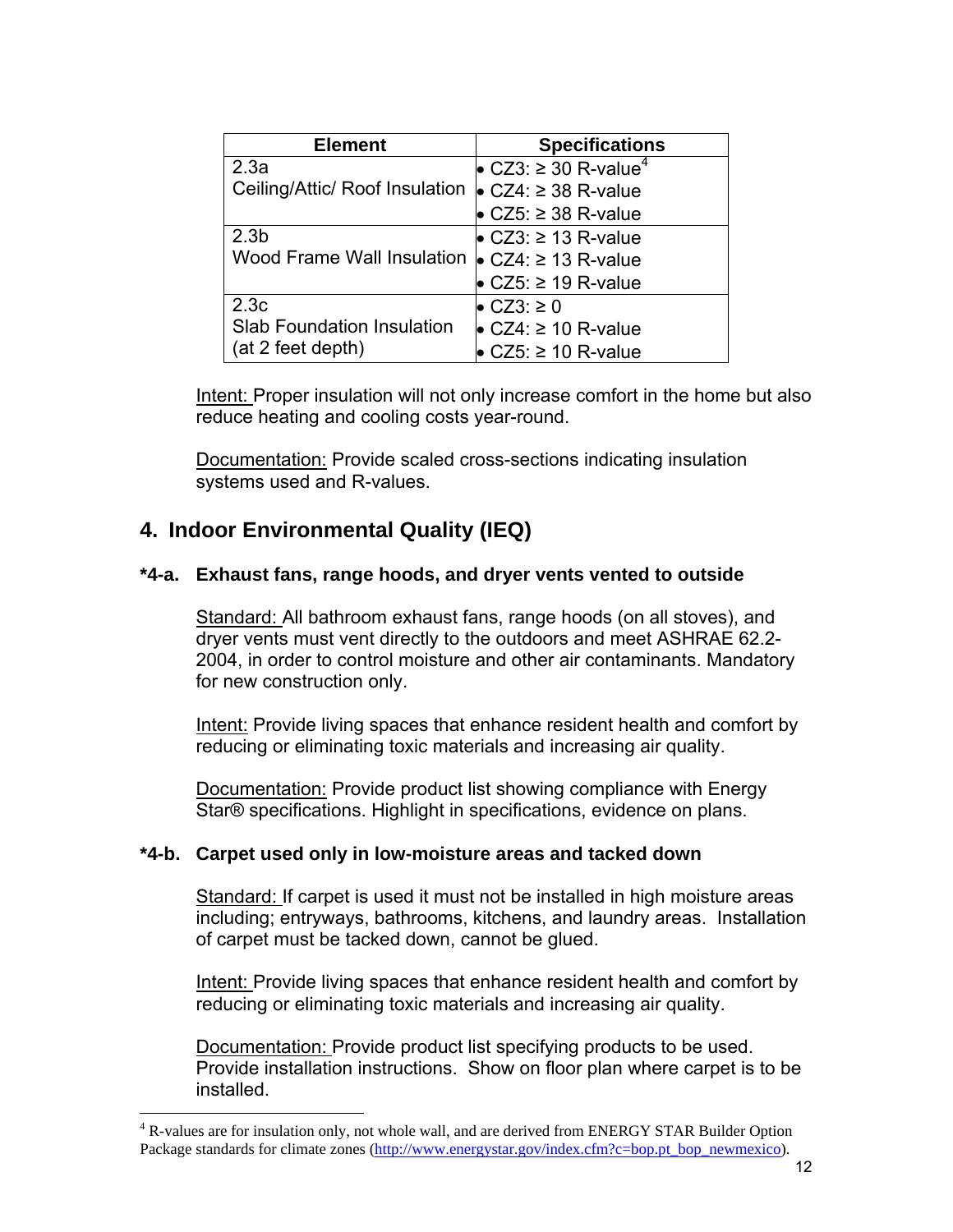| Element | Specifications |
| --- | --- |
| 2.3a Ceiling/Attic/ Roof Insulation | • CZ3: ≥ 30 R-value[4] • CZ4: ≥ 38 R-value • CZ5: ≥ 38 R-value |
| 2.3b Wood Frame Wall Insulation | • CZ3: ≥ 13 R-value • CZ4: ≥ 13 R-value • CZ5: ≥ 19 R-value |
| 2.3c Slab Foundation Insulation (at 2 feet depth) | • CZ3: ≥ 0 • CZ4: ≥ 10 R-value • CZ5: ≥ 10 R-value |

Intent: Proper insulation will not only increase comfort in the home but also reduce heating and cooling costs year-round.

Documentation: Provide scaled cross-sections indicating insulation systems used and R-values.

## 4. Indoor Environmental Quality (IEQ)

### *4-a. Exhaust fans, range hoods, and dryer vents vented to outside

Standard: All bathroom exhaust fans, range hoods (on all stoves), and dryer vents must vent directly to the outdoors and meet ASHRAE 62.2-2004, in order to control moisture and other air contaminants. Mandatory for new construction only.

Intent: Provide living spaces that enhance resident health and comfort by reducing or eliminating toxic materials and increasing air quality.

Documentation: Provide product list showing compliance with Energy Star® specifications. Highlight in specifications, evidence on plans.

### *4-b. Carpet used only in low-moisture areas and tacked down

Standard: If carpet is used it must not be installed in high moisture areas including; entryways, bathrooms, kitchens, and laundry areas. Installation of carpet must be tacked down, cannot be glued.

Intent: Provide living spaces that enhance resident health and comfort by reducing or eliminating toxic materials and increasing air quality.

Documentation: Provide product list specifying products to be used. Provide installation instructions. Show on floor plan where carpet is to be installed.

---

[4] R-values are for insulation only, not whole wall, and are derived from ENERGY STAR Builder Option Package standards for climate zones (http://www.energystar.gov/index.cfm?c=bop.pt_bop_newmexico).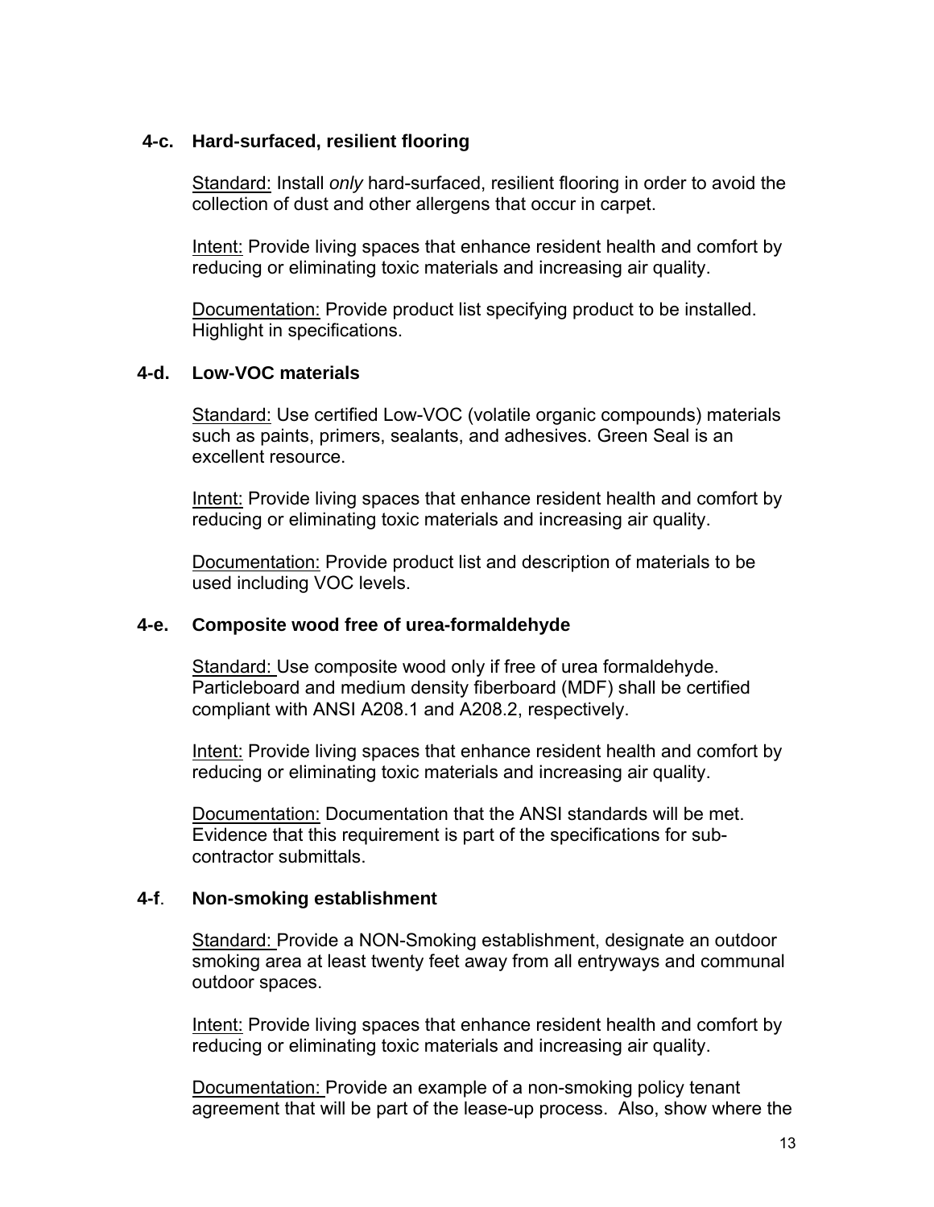### 4-c. Hard-surfaced, resilient flooring

Standard: Install *only* hard-surfaced, resilient flooring in order to avoid the collection of dust and other allergens that occur in carpet.

Intent: Provide living spaces that enhance resident health and comfort by reducing or eliminating toxic materials and increasing air quality.

Documentation: Provide product list specifying product to be installed. Highlight in specifications.

### 4-d. Low-VOC materials

Standard: Use certified Low-VOC (volatile organic compounds) materials such as paints, primers, sealants, and adhesives. Green Seal is an excellent resource.

Intent: Provide living spaces that enhance resident health and comfort by reducing or eliminating toxic materials and increasing air quality.

Documentation: Provide product list and description of materials to be used including VOC levels.

### 4-e. Composite wood free of urea-formaldehyde

Standard: Use composite wood only if free of urea formaldehyde. Particleboard and medium density fiberboard (MDF) shall be certified compliant with ANSI A208.1 and A208.2, respectively.

Intent: Provide living spaces that enhance resident health and comfort by reducing or eliminating toxic materials and increasing air quality.

Documentation: Documentation that the ANSI standards will be met. Evidence that this requirement is part of the specifications for sub-contractor submittals.

### 4-f. Non-smoking establishment

Standard: Provide a NON-Smoking establishment, designate an outdoor smoking area at least twenty feet away from all entryways and communal outdoor spaces.

Intent: Provide living spaces that enhance resident health and comfort by reducing or eliminating toxic materials and increasing air quality.

Documentation: Provide an example of a non-smoking policy tenant agreement that will be part of the lease-up process. Also, show where the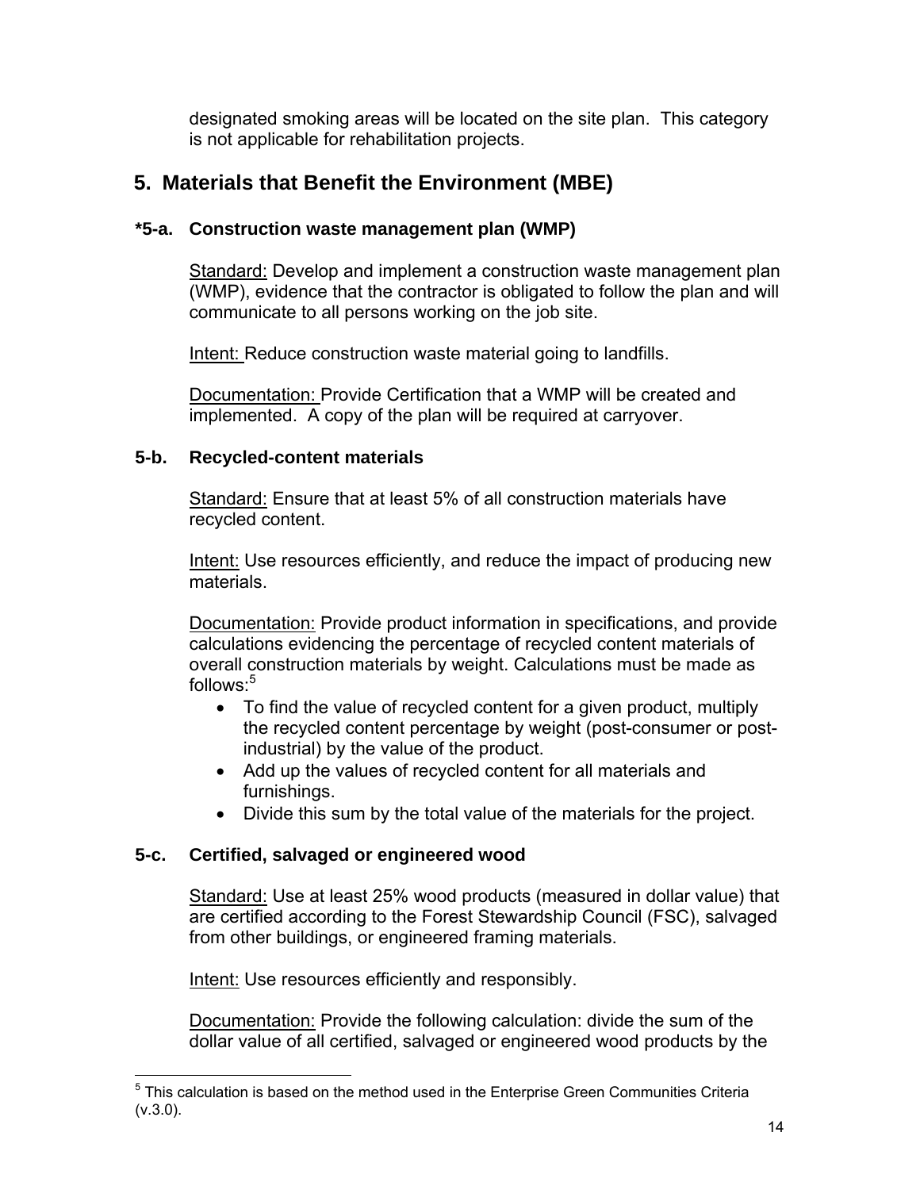designated smoking areas will be located on the site plan. This category is not applicable for rehabilitation projects.

## 5. Materials that Benefit the Environment (MBE)

### *5-a. Construction waste management plan (WMP)

Standard: Develop and implement a construction waste management plan (WMP), evidence that the contractor is obligated to follow the plan and will communicate to all persons working on the job site.

Intent: Reduce construction waste material going to landfills.

Documentation: Provide Certification that a WMP will be created and implemented. A copy of the plan will be required at carryover.

### 5-b. Recycled-content materials

Standard: Ensure that at least 5% of all construction materials have recycled content.

Intent: Use resources efficiently, and reduce the impact of producing new materials.

Documentation: Provide product information in specifications, and provide calculations evidencing the percentage of recycled content materials of overall construction materials by weight. Calculations must be made as follows:[5]

- To find the value of recycled content for a given product, multiply the recycled content percentage by weight (post-consumer or post-industrial) by the value of the product.
- Add up the values of recycled content for all materials and furnishings.
- Divide this sum by the total value of the materials for the project.

### 5-c. Certified, salvaged or engineered wood

Standard: Use at least 25% wood products (measured in dollar value) that are certified according to the Forest Stewardship Council (FSC), salvaged from other buildings, or engineered framing materials.

Intent: Use resources efficiently and responsibly.

Documentation: Provide the following calculation: divide the sum of the dollar value of all certified, salvaged or engineered wood products by the

[5] This calculation is based on the method used in the Enterprise Green Communities Criteria (v.3.0).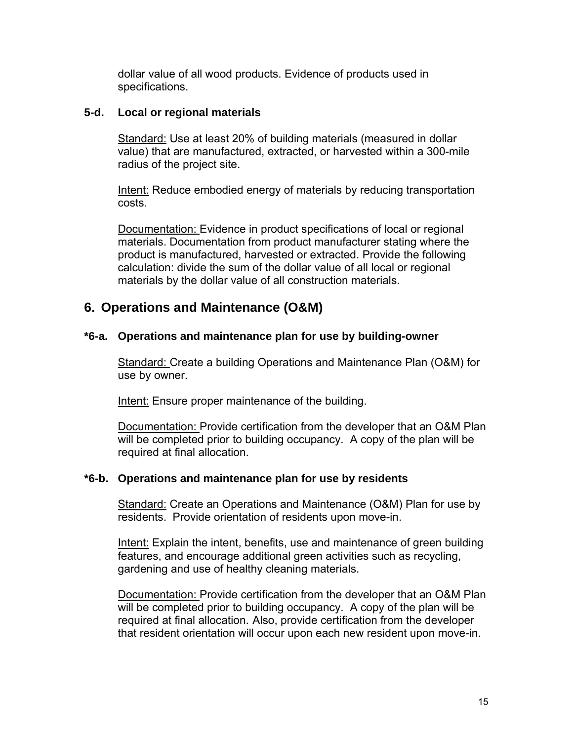dollar value of all wood products. Evidence of products used in specifications.

### 5-d. Local or regional materials

Standard: Use at least 20% of building materials (measured in dollar value) that are manufactured, extracted, or harvested within a 300-mile radius of the project site.

Intent: Reduce embodied energy of materials by reducing transportation costs.

Documentation: Evidence in product specifications of local or regional materials. Documentation from product manufacturer stating where the product is manufactured, harvested or extracted. Provide the following calculation: divide the sum of the dollar value of all local or regional materials by the dollar value of all construction materials.

## 6. Operations and Maintenance (O&M)

### *6-a. Operations and maintenance plan for use by building-owner

Standard: Create a building Operations and Maintenance Plan (O&M) for use by owner.

Intent: Ensure proper maintenance of the building.

Documentation: Provide certification from the developer that an O&M Plan will be completed prior to building occupancy. A copy of the plan will be required at final allocation.

### *6-b. Operations and maintenance plan for use by residents

Standard: Create an Operations and Maintenance (O&M) Plan for use by residents. Provide orientation of residents upon move-in.

Intent: Explain the intent, benefits, use and maintenance of green building features, and encourage additional green activities such as recycling, gardening and use of healthy cleaning materials.

Documentation: Provide certification from the developer that an O&M Plan will be completed prior to building occupancy. A copy of the plan will be required at final allocation. Also, provide certification from the developer that resident orientation will occur upon each new resident upon move-in.